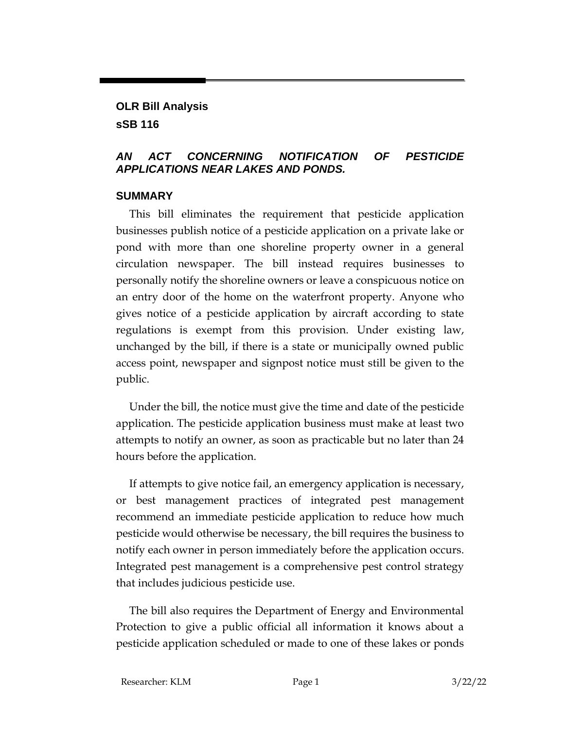**OLR Bill Analysis**

**sSB 116**

### *AN ACT CONCERNING NOTIFICATION OF PESTICIDE APPLICATIONS NEAR LAKES AND PONDS.*

## SUMMARY

This bill eliminates the requirement that pesticide application businesses publish notice of a pesticide application on a private lake or pond with more than one shoreline property owner in a general circulation newspaper. The bill instead requires businesses to personally notify the shoreline owners or leave a conspicuous notice on an entry door of the home on the waterfront property. Anyone who gives notice of a pesticide application by aircraft according to state regulations is exempt from this provision. Under existing law, unchanged by the bill, if there is a state or municipally owned public access point, newspaper and signpost notice must still be given to the public.

Under the bill, the notice must give the time and date of the pesticide application. The pesticide application business must make at least two attempts to notify an owner, as soon as practicable but no later than 24 hours before the application.

If attempts to give notice fail, an emergency application is necessary, or best management practices of integrated pest management recommend an immediate pesticide application to reduce how much pesticide would otherwise be necessary, the bill requires the business to notify each owner in person immediately before the application occurs. Integrated pest management is a comprehensive pest control strategy that includes judicious pesticide use.

The bill also requires the Department of Energy and Environmental Protection to give a public official all information it knows about a pesticide application scheduled or made to one of these lakes or ponds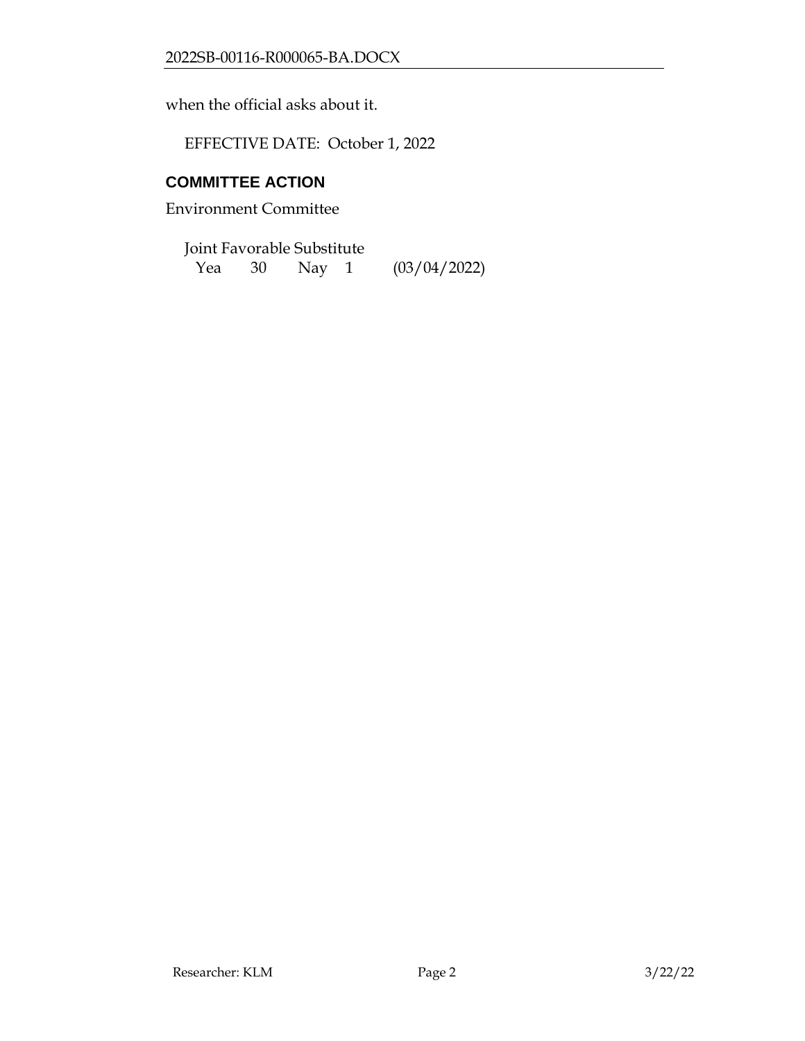when the official asks about it.

EFFECTIVE DATE: October 1, 2022

## COMMITTEE ACTION

Environment Committee

Joint Favorable Substitute

| | | | | |
|---|---|---|---|---|
| Yea | 30 | Nay | 1 | (03/04/2022) |